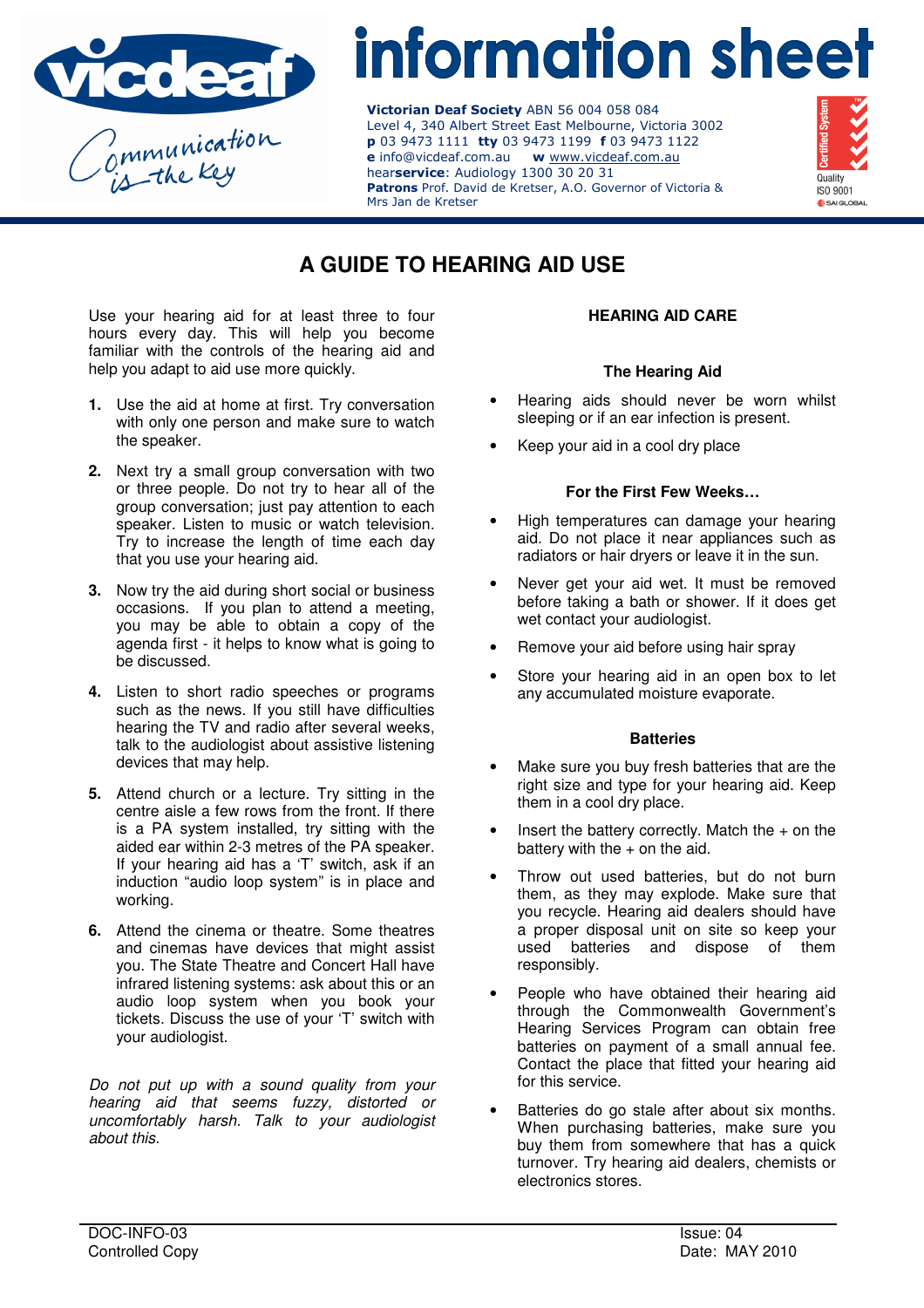# information sheet

**Victorian Deaf Society** ABN 56 004 058 084
Level 4, 340 Albert Street East Melbourne, Victoria 3002
**p** 03 9473 1111 **tty** 03 9473 1199 **f** 03 9473 1122
**e** info@vicdeaf.com.au **w** www.vicdeaf.com.au
hear**service**: Audiology 1300 30 20 31
**Patrons** Prof. David de Kretser, A.O. Governor of Victoria & Mrs Jan de Kretser

## A GUIDE TO HEARING AID USE

Use your hearing aid for at least three to four hours every day. This will help you become familiar with the controls of the hearing aid and help you adapt to aid use more quickly.

1. Use the aid at home at first. Try conversation with only one person and make sure to watch the speaker.
2. Next try a small group conversation with two or three people. Do not try to hear all of the group conversation; just pay attention to each speaker. Listen to music or watch television. Try to increase the length of time each day that you use your hearing aid.
3. Now try the aid during short social or business occasions. If you plan to attend a meeting, you may be able to obtain a copy of the agenda first - it helps to know what is going to be discussed.
4. Listen to short radio speeches or programs such as the news. If you still have difficulties hearing the TV and radio after several weeks, talk to the audiologist about assistive listening devices that may help.
5. Attend church or a lecture. Try sitting in the centre aisle a few rows from the front. If there is a PA system installed, try sitting with the aided ear within 2-3 metres of the PA speaker. If your hearing aid has a 'T' switch, ask if an induction "audio loop system" is in place and working.
6. Attend the cinema or theatre. Some theatres and cinemas have devices that might assist you. The State Theatre and Concert Hall have infrared listening systems: ask about this or an audio loop system when you book your tickets. Discuss the use of your 'T' switch with your audiologist.

*Do not put up with a sound quality from your hearing aid that seems fuzzy, distorted or uncomfortably harsh. Talk to your audiologist about this.*

### HEARING AID CARE

#### The Hearing Aid

- Hearing aids should never be worn whilst sleeping or if an ear infection is present.
- Keep your aid in a cool dry place

#### For the First Few Weeks…

- High temperatures can damage your hearing aid. Do not place it near appliances such as radiators or hair dryers or leave it in the sun.
- Never get your aid wet. It must be removed before taking a bath or shower. If it does get wet contact your audiologist.
- Remove your aid before using hair spray
- Store your hearing aid in an open box to let any accumulated moisture evaporate.

#### Batteries

- Make sure you buy fresh batteries that are the right size and type for your hearing aid. Keep them in a cool dry place.
- Insert the battery correctly. Match the + on the battery with the + on the aid.
- Throw out used batteries, but do not burn them, as they may explode. Make sure that you recycle. Hearing aid dealers should have a proper disposal unit on site so keep your used batteries and dispose of them responsibly.
- People who have obtained their hearing aid through the Commonwealth Government's Hearing Services Program can obtain free batteries on payment of a small annual fee. Contact the place that fitted your hearing aid for this service.
- Batteries do go stale after about six months. When purchasing batteries, make sure you buy them from somewhere that has a quick turnover. Try hearing aid dealers, chemists or electronics stores.

DOC-INFO-03
Controlled Copy

Issue: 04
Date: MAY 2010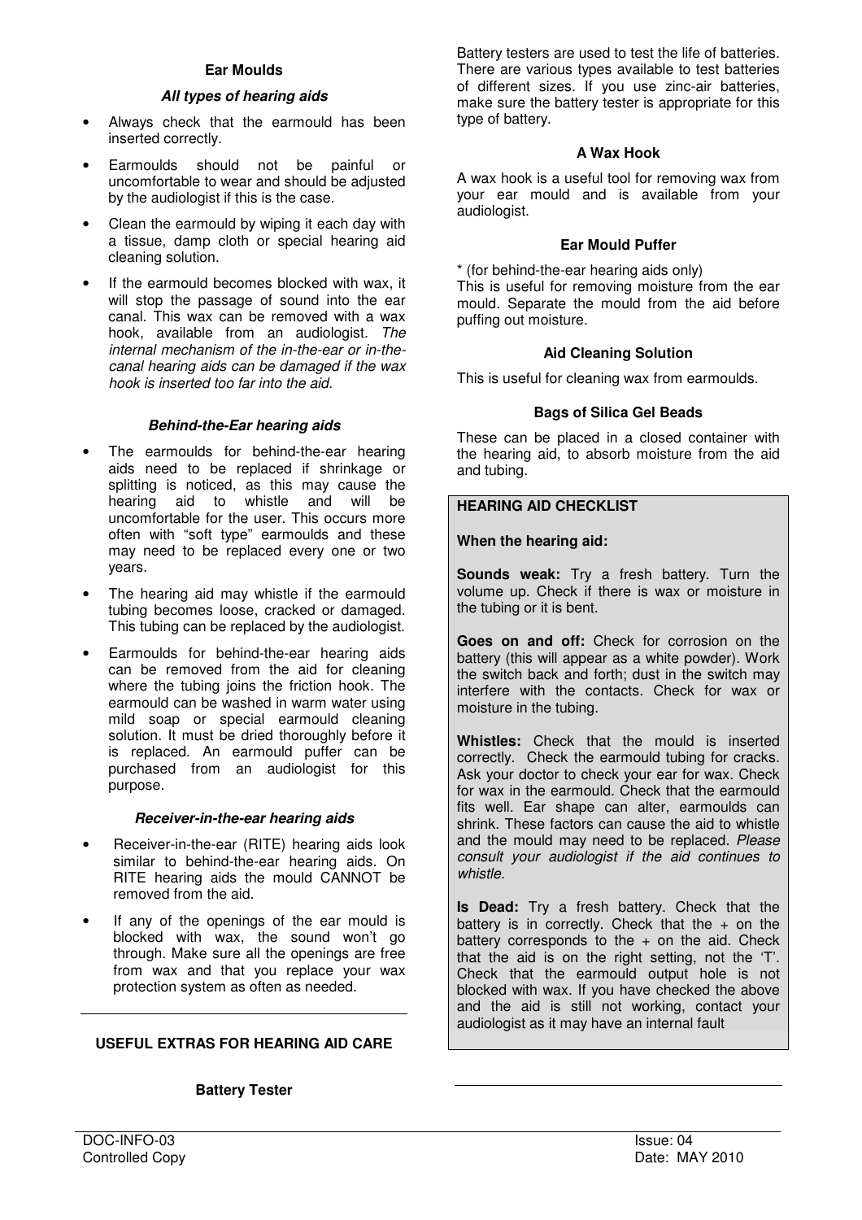### Ear Moulds

#### *All types of hearing aids*

- Always check that the earmould has been inserted correctly.
- Earmoulds should not be painful or uncomfortable to wear and should be adjusted by the audiologist if this is the case.
- Clean the earmould by wiping it each day with a tissue, damp cloth or special hearing aid cleaning solution.
- If the earmould becomes blocked with wax, it will stop the passage of sound into the ear canal. This wax can be removed with a wax hook, available from an audiologist. *The internal mechanism of the in-the-ear or in-the-canal hearing aids can be damaged if the wax hook is inserted too far into the aid.*

#### *Behind-the-Ear hearing aids*

- The earmoulds for behind-the-ear hearing aids need to be replaced if shrinkage or splitting is noticed, as this may cause the hearing aid to whistle and will be uncomfortable for the user. This occurs more often with "soft type" earmoulds and these may need to be replaced every one or two years.
- The hearing aid may whistle if the earmould tubing becomes loose, cracked or damaged. This tubing can be replaced by the audiologist.
- Earmoulds for behind-the-ear hearing aids can be removed from the aid for cleaning where the tubing joins the friction hook. The earmould can be washed in warm water using mild soap or special earmould cleaning solution. It must be dried thoroughly before it is replaced. An earmould puffer can be purchased from an audiologist for this purpose.

#### *Receiver-in-the-ear hearing aids*

- Receiver-in-the-ear (RITE) hearing aids look similar to behind-the-ear hearing aids. On RITE hearing aids the mould CANNOT be removed from the aid.
- If any of the openings of the ear mould is blocked with wax, the sound won't go through. Make sure all the openings are free from wax and that you replace your wax protection system as often as needed.

---

## USEFUL EXTRAS FOR HEARING AID CARE

### Battery Tester

Battery testers are used to test the life of batteries. There are various types available to test batteries of different sizes. If you use zinc-air batteries, make sure the battery tester is appropriate for this type of battery.

### A Wax Hook

A wax hook is a useful tool for removing wax from your ear mould and is available from your audiologist.

### Ear Mould Puffer

* (for behind-the-ear hearing aids only)
This is useful for removing moisture from the ear mould. Separate the mould from the aid before puffing out moisture.

### Aid Cleaning Solution

This is useful for cleaning wax from earmoulds.

### Bags of Silica Gel Beads

These can be placed in a closed container with the hearing aid, to absorb moisture from the aid and tubing.

**HEARING AID CHECKLIST**

**When the hearing aid:**

**Sounds weak:** Try a fresh battery. Turn the volume up. Check if there is wax or moisture in the tubing or it is bent.

**Goes on and off:** Check for corrosion on the battery (this will appear as a white powder). Work the switch back and forth; dust in the switch may interfere with the contacts. Check for wax or moisture in the tubing.

**Whistles:** Check that the mould is inserted correctly. Check the earmould tubing for cracks. Ask your doctor to check your ear for wax. Check for wax in the earmould. Check that the earmould fits well. Ear shape can alter, earmoulds can shrink. These factors can cause the aid to whistle and the mould may need to be replaced. *Please consult your audiologist if the aid continues to whistle.*

**Is Dead:** Try a fresh battery. Check that the battery is in correctly. Check that the + on the battery corresponds to the + on the aid. Check that the aid is on the right setting, not the 'T'. Check that the earmould output hole is not blocked with wax. If you have checked the above and the aid is still not working, contact your audiologist as it may have an internal fault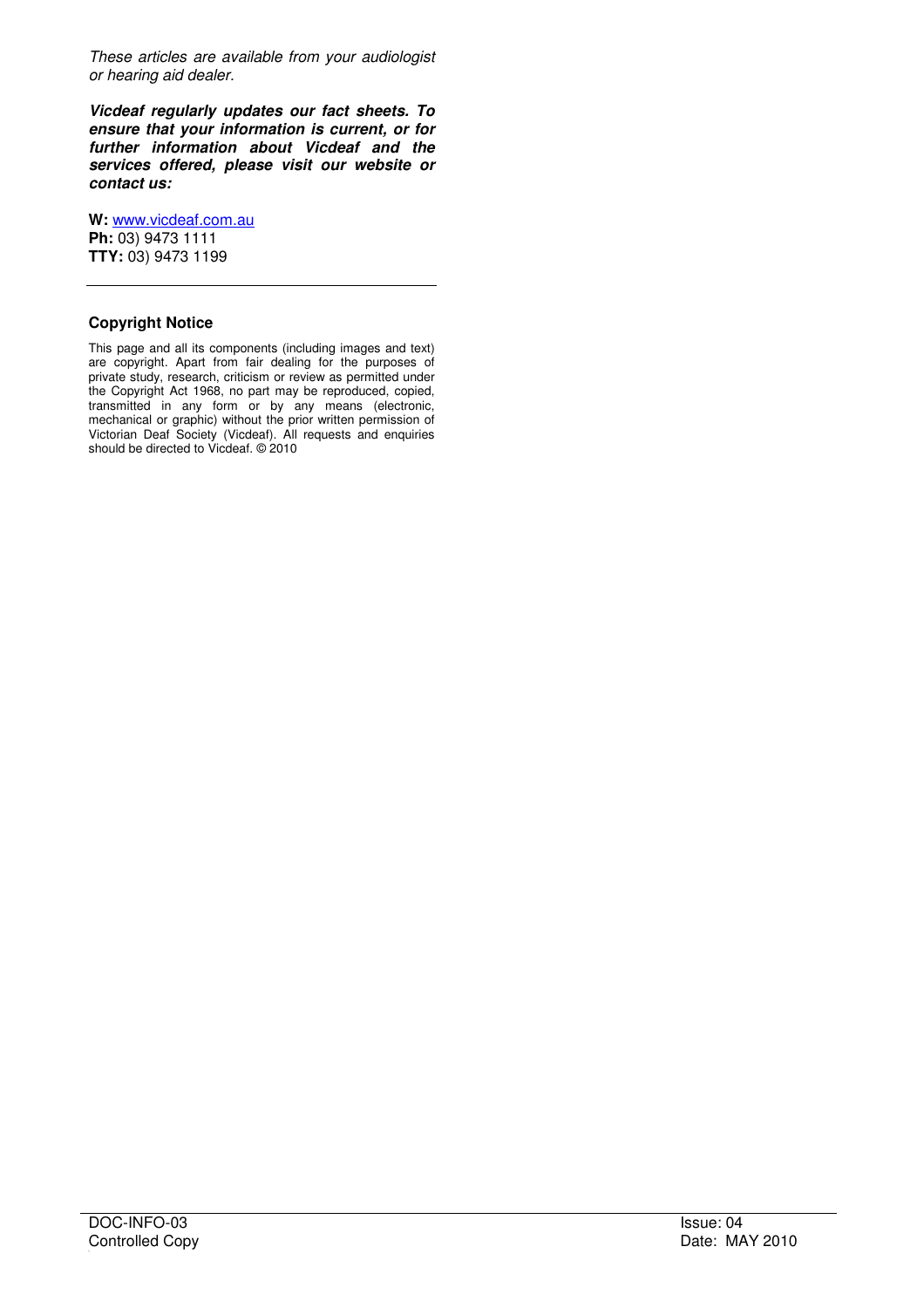*These articles are available from your audiologist or hearing aid dealer.*

***Vicdeaf regularly updates our fact sheets. To ensure that your information is current, or for further information about Vicdeaf and the services offered, please visit our website or contact us:***

**W:** www.vicdeaf.com.au
**Ph:** 03) 9473 1111
**TTY:** 03) 9473 1199

---

### Copyright Notice

This page and all its components (including images and text) are copyright. Apart from fair dealing for the purposes of private study, research, criticism or review as permitted under the Copyright Act 1968, no part may be reproduced, copied, transmitted in any form or by any means (electronic, mechanical or graphic) without the prior written permission of Victorian Deaf Society (Vicdeaf). All requests and enquiries should be directed to Vicdeaf. © 2010